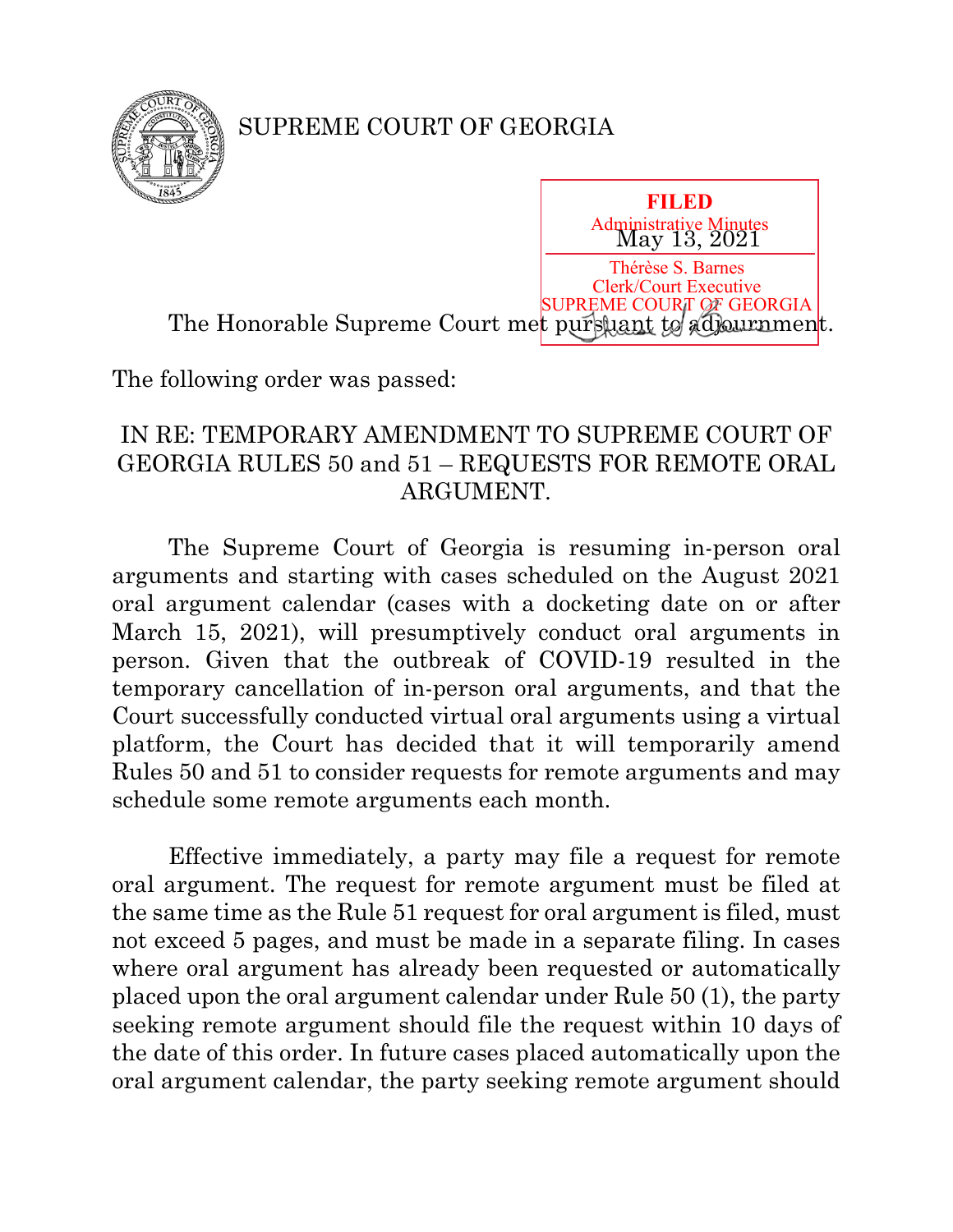SUPREME COURT OF GEORGIA

**FILED**
Administrative Minutes
May 13, 2021
Thérèse S. Barnes
Clerk/Court Executive
SUPREME COURT OF GEORGIA

The Honorable Supreme Court met pursuant to adjournment.

The following order was passed:

IN RE: TEMPORARY AMENDMENT TO SUPREME COURT OF GEORGIA RULES 50 and 51 – REQUESTS FOR REMOTE ORAL ARGUMENT.

The Supreme Court of Georgia is resuming in-person oral arguments and starting with cases scheduled on the August 2021 oral argument calendar (cases with a docketing date on or after March 15, 2021), will presumptively conduct oral arguments in person. Given that the outbreak of COVID-19 resulted in the temporary cancellation of in-person oral arguments, and that the Court successfully conducted virtual oral arguments using a virtual platform, the Court has decided that it will temporarily amend Rules 50 and 51 to consider requests for remote arguments and may schedule some remote arguments each month.

Effective immediately, a party may file a request for remote oral argument. The request for remote argument must be filed at the same time as the Rule 51 request for oral argument is filed, must not exceed 5 pages, and must be made in a separate filing. In cases where oral argument has already been requested or automatically placed upon the oral argument calendar under Rule 50 (1), the party seeking remote argument should file the request within 10 days of the date of this order. In future cases placed automatically upon the oral argument calendar, the party seeking remote argument should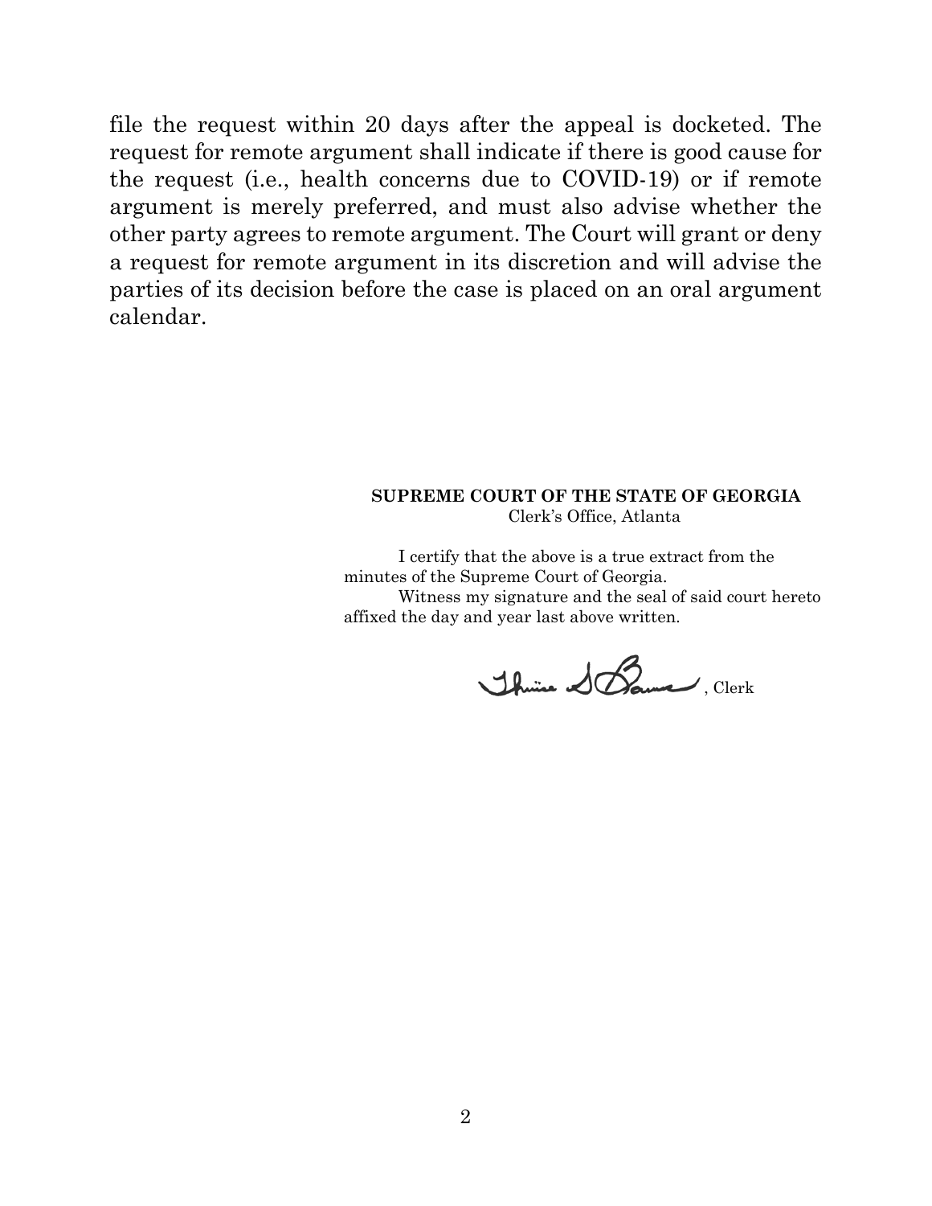file the request within 20 days after the appeal is docketed. The request for remote argument shall indicate if there is good cause for the request (i.e., health concerns due to COVID-19) or if remote argument is merely preferred, and must also advise whether the other party agrees to remote argument. The Court will grant or deny a request for remote argument in its discretion and will advise the parties of its decision before the case is placed on an oral argument calendar.

**SUPREME COURT OF THE STATE OF GEORGIA**
Clerk's Office, Atlanta

I certify that the above is a true extract from the minutes of the Supreme Court of Georgia.

Witness my signature and the seal of said court hereto affixed the day and year last above written.

, Clerk